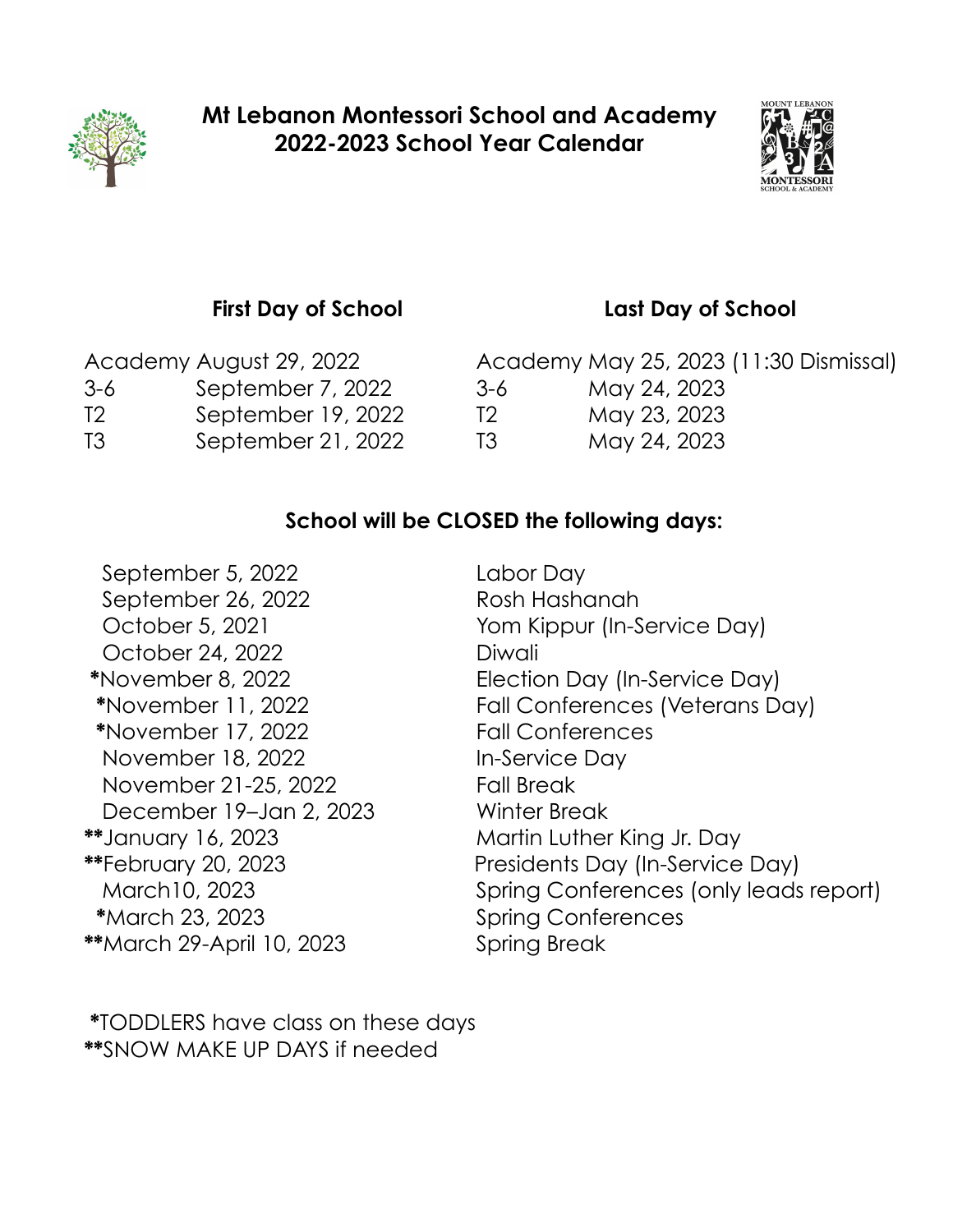# Mt Lebanon Montessori School and Academy
## 2022-2023 School Year Calendar

| First Day of School | | Last Day of School | |
|---|---|---|---|
| Academy | August 29, 2022 | Academy | May 25, 2023 (11:30 Dismissal) |
| 3-6 | September 7, 2022 | 3-6 | May 24, 2023 |
| T2 | September 19, 2022 | T2 | May 23, 2023 |
| T3 | September 21, 2022 | T3 | May 24, 2023 |

### School will be CLOSED the following days:

| Date | Reason |
|---|---|
| September 5, 2022 | Labor Day |
| September 26, 2022 | Rosh Hashanah |
| October 5, 2021 | Yom Kippur (In-Service Day) |
| October 24, 2022 | Diwali |
| *November 8, 2022 | Election Day (In-Service Day) |
| *November 11, 2022 | Fall Conferences (Veterans Day) |
| *November 17, 2022 | Fall Conferences |
| November 18, 2022 | In-Service Day |
| November 21-25, 2022 | Fall Break |
| December 19–Jan 2, 2023 | Winter Break |
| **January 16, 2023 | Martin Luther King Jr. Day |
| **February 20, 2023 | Presidents Day (In-Service Day) |
| March10, 2023 | Spring Conferences (only leads report) |
| *March 23, 2023 | Spring Conferences |
| **March 29-April 10, 2023 | Spring Break |

*TODDLERS have class on these days
**SNOW MAKE UP DAYS if needed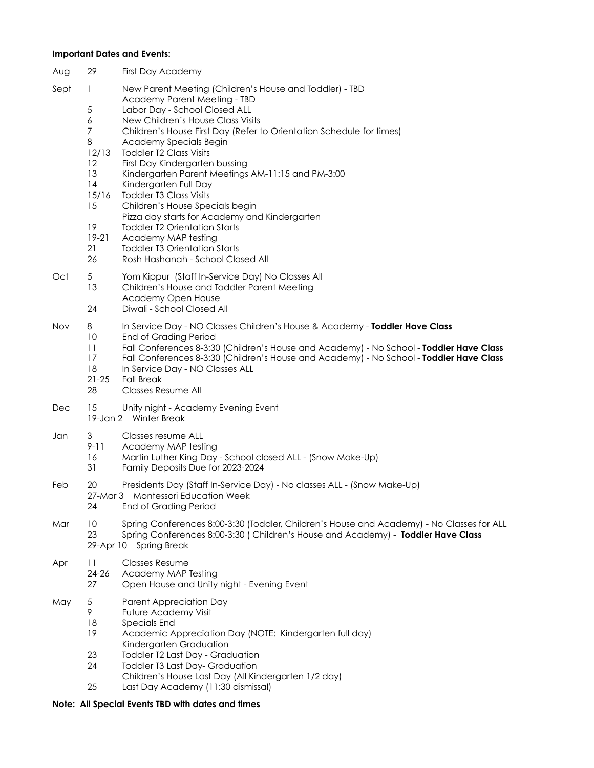**Important Dates and Events:**

| | | |
|---|---|---|
| Aug | 29 | First Day Academy |
| Sept | 1 | New Parent Meeting (Children's House and Toddler) - TBD<br>Academy Parent Meeting - TBD |
| | 5 | Labor Day - School Closed ALL |
| | 6 | New Children's House Class Visits |
| | 7 | Children's House First Day (Refer to Orientation Schedule for times) |
| | 8 | Academy Specials Begin |
| | 12/13 | Toddler T2 Class Visits |
| | 12 | First Day Kindergarten bussing |
| | 13 | Kindergarten Parent Meetings AM-11:15 and PM-3:00 |
| | 14 | Kindergarten Full Day |
| | 15/16 | Toddler T3 Class Visits |
| | 15 | Children's House Specials begin<br>Pizza day starts for Academy and Kindergarten |
| | 19 | Toddler T2 Orientation Starts |
| | 19-21 | Academy MAP testing |
| | 21 | Toddler T3 Orientation Starts |
| | 26 | Rosh Hashanah - School Closed All |
| Oct | 5 | Yom Kippur (Staff In-Service Day) No Classes All |
| | 13 | Children's House and Toddler Parent Meeting<br>Academy Open House |
| | 24 | Diwali - School Closed All |
| Nov | 8 | In Service Day - NO Classes Children's House & Academy - **Toddler Have Class** |
| | 10 | End of Grading Period |
| | 11 | Fall Conferences 8-3:30 (Children's House and Academy) - No School - **Toddler Have Class** |
| | 17 | Fall Conferences 8-3:30 (Children's House and Academy) - No School - **Toddler Have Class** |
| | 18 | In Service Day - NO Classes ALL |
| | 21-25 | Fall Break |
| | 28 | Classes Resume All |
| Dec | 15 | Unity night - Academy Evening Event |
| | 19-Jan 2 | Winter Break |
| Jan | 3 | Classes resume ALL |
| | 9-11 | Academy MAP testing |
| | 16 | Martin Luther King Day - School closed ALL - (Snow Make-Up) |
| | 31 | Family Deposits Due for 2023-2024 |
| Feb | 20 | Presidents Day (Staff In-Service Day) - No classes ALL - (Snow Make-Up) |
| | 27-Mar 3 | Montessori Education Week |
| | 24 | End of Grading Period |
| Mar | 10 | Spring Conferences 8:00-3:30 (Toddler, Children's House and Academy) - No Classes for ALL |
| | 23 | Spring Conferences 8:00-3:30 ( Children's House and Academy) - **Toddler Have Class** |
| | 29-Apr 10 | Spring Break |
| Apr | 11 | Classes Resume |
| | 24-26 | Academy MAP Testing |
| | 27 | Open House and Unity night - Evening Event |
| May | 5 | Parent Appreciation Day |
| | 9 | Future Academy Visit |
| | 18 | Specials End |
| | 19 | Academic Appreciation Day (NOTE: Kindergarten full day)<br>Kindergarten Graduation |
| | 23 | Toddler T2 Last Day - Graduation |
| | 24 | Toddler T3 Last Day- Graduation<br>Children's House Last Day (All Kindergarten 1/2 day) |
| | 25 | Last Day Academy (11:30 dismissal) |

**Note: All Special Events TBD with dates and times**